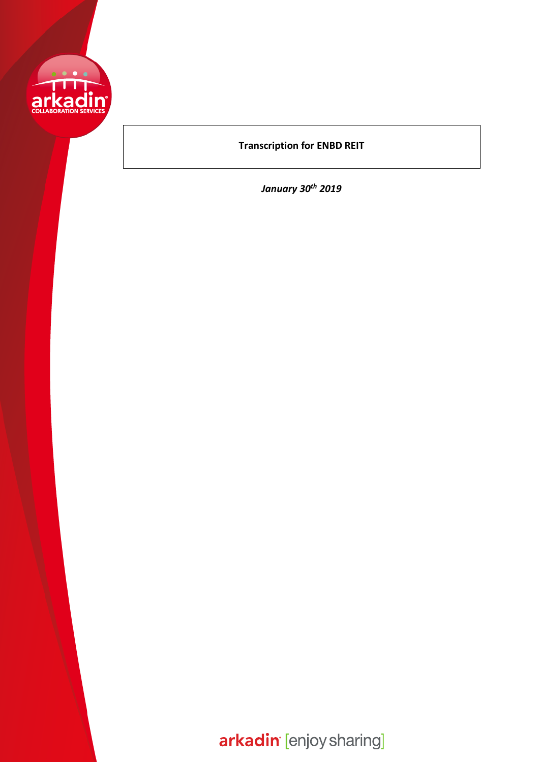# Transcription for ENBD REIT

***January 30th 2019***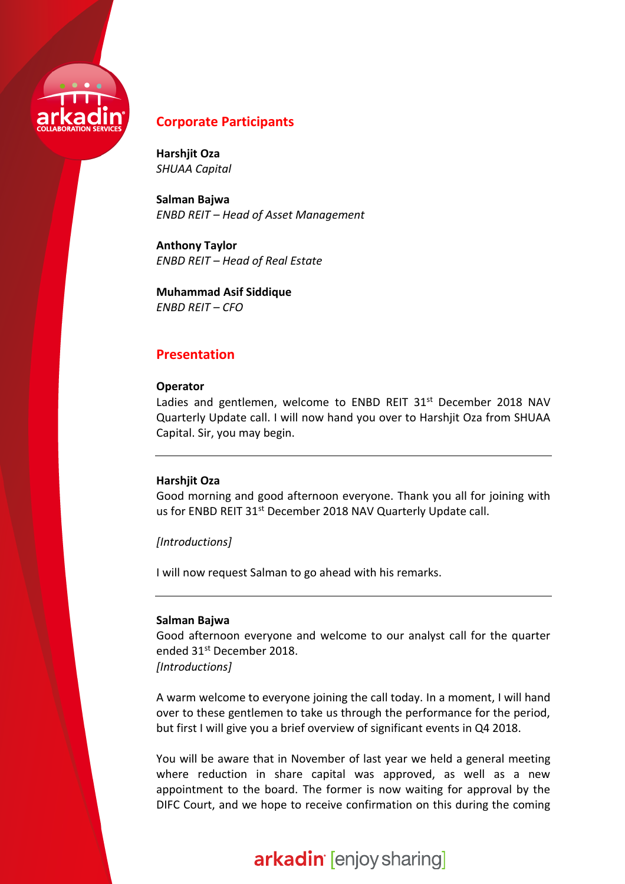## Corporate Participants

**Harshjit Oza**
*SHUAA Capital*

**Salman Bajwa**
*ENBD REIT – Head of Asset Management*

**Anthony Taylor**
*ENBD REIT – Head of Real Estate*

**Muhammad Asif Siddique**
*ENBD REIT – CFO*

## Presentation

**Operator**
Ladies and gentlemen, welcome to ENBD REIT 31st December 2018 NAV Quarterly Update call. I will now hand you over to Harshjit Oza from SHUAA Capital. Sir, you may begin.

---

**Harshjit Oza**
Good morning and good afternoon everyone. Thank you all for joining with us for ENBD REIT 31st December 2018 NAV Quarterly Update call.

*[Introductions]*

I will now request Salman to go ahead with his remarks.

---

**Salman Bajwa**
Good afternoon everyone and welcome to our analyst call for the quarter ended 31st December 2018.
*[Introductions]*

A warm welcome to everyone joining the call today. In a moment, I will hand over to these gentlemen to take us through the performance for the period, but first I will give you a brief overview of significant events in Q4 2018.

You will be aware that in November of last year we held a general meeting where reduction in share capital was approved, as well as a new appointment to the board. The former is now waiting for approval by the DIFC Court, and we hope to receive confirmation on this during the coming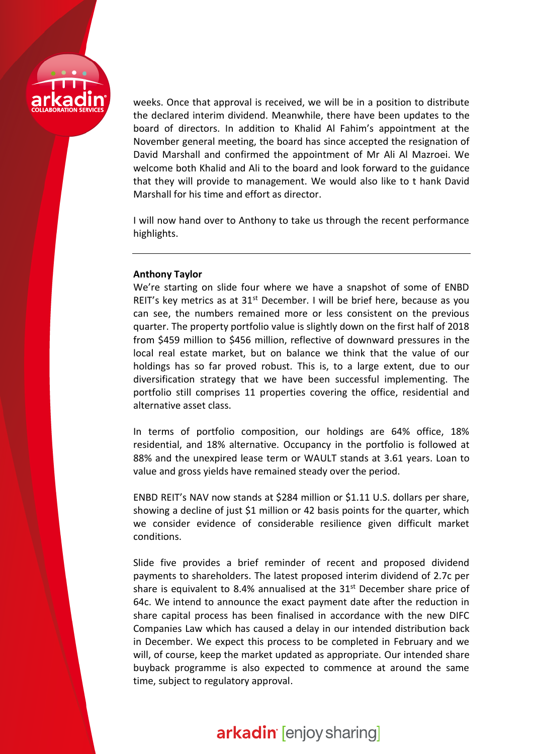weeks. Once that approval is received, we will be in a position to distribute the declared interim dividend. Meanwhile, there have been updates to the board of directors. In addition to Khalid Al Fahim's appointment at the November general meeting, the board has since accepted the resignation of David Marshall and confirmed the appointment of Mr Ali Al Mazroei. We welcome both Khalid and Ali to the board and look forward to the guidance that they will provide to management. We would also like to t hank David Marshall for his time and effort as director.

I will now hand over to Anthony to take us through the recent performance highlights.

---

**Anthony Taylor**

We're starting on slide four where we have a snapshot of some of ENBD REIT's key metrics as at 31st December. I will be brief here, because as you can see, the numbers remained more or less consistent on the previous quarter. The property portfolio value is slightly down on the first half of 2018 from $459 million to $456 million, reflective of downward pressures in the local real estate market, but on balance we think that the value of our holdings has so far proved robust. This is, to a large extent, due to our diversification strategy that we have been successful implementing. The portfolio still comprises 11 properties covering the office, residential and alternative asset class.

In terms of portfolio composition, our holdings are 64% office, 18% residential, and 18% alternative. Occupancy in the portfolio is followed at 88% and the unexpired lease term or WAULT stands at 3.61 years. Loan to value and gross yields have remained steady over the period.

ENBD REIT's NAV now stands at $284 million or $1.11 U.S. dollars per share, showing a decline of just $1 million or 42 basis points for the quarter, which we consider evidence of considerable resilience given difficult market conditions.

Slide five provides a brief reminder of recent and proposed dividend payments to shareholders. The latest proposed interim dividend of 2.7c per share is equivalent to 8.4% annualised at the 31st December share price of 64c. We intend to announce the exact payment date after the reduction in share capital process has been finalised in accordance with the new DIFC Companies Law which has caused a delay in our intended distribution back in December. We expect this process to be completed in February and we will, of course, keep the market updated as appropriate. Our intended share buyback programme is also expected to commence at around the same time, subject to regulatory approval.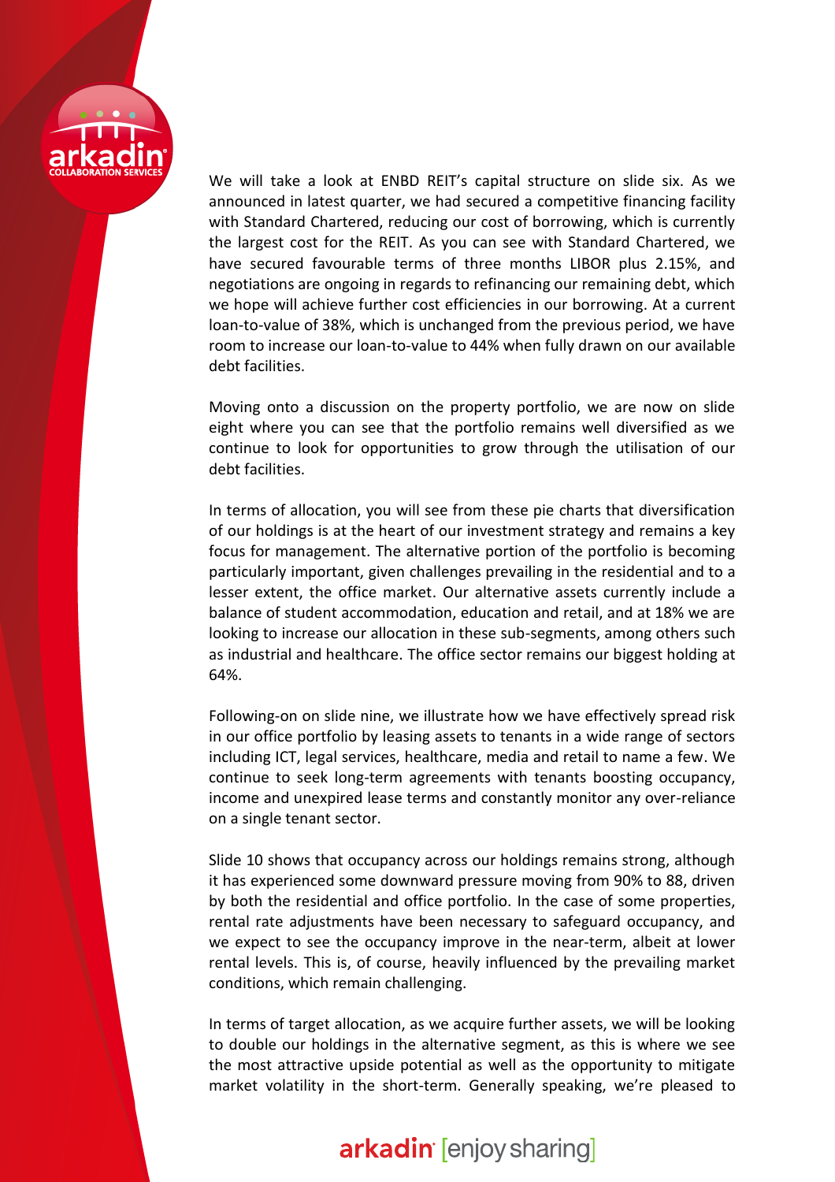We will take a look at ENBD REIT's capital structure on slide six. As we announced in latest quarter, we had secured a competitive financing facility with Standard Chartered, reducing our cost of borrowing, which is currently the largest cost for the REIT. As you can see with Standard Chartered, we have secured favourable terms of three months LIBOR plus 2.15%, and negotiations are ongoing in regards to refinancing our remaining debt, which we hope will achieve further cost efficiencies in our borrowing. At a current loan-to-value of 38%, which is unchanged from the previous period, we have room to increase our loan-to-value to 44% when fully drawn on our available debt facilities.

Moving onto a discussion on the property portfolio, we are now on slide eight where you can see that the portfolio remains well diversified as we continue to look for opportunities to grow through the utilisation of our debt facilities.

In terms of allocation, you will see from these pie charts that diversification of our holdings is at the heart of our investment strategy and remains a key focus for management. The alternative portion of the portfolio is becoming particularly important, given challenges prevailing in the residential and to a lesser extent, the office market. Our alternative assets currently include a balance of student accommodation, education and retail, and at 18% we are looking to increase our allocation in these sub-segments, among others such as industrial and healthcare. The office sector remains our biggest holding at 64%.

Following-on on slide nine, we illustrate how we have effectively spread risk in our office portfolio by leasing assets to tenants in a wide range of sectors including ICT, legal services, healthcare, media and retail to name a few. We continue to seek long-term agreements with tenants boosting occupancy, income and unexpired lease terms and constantly monitor any over-reliance on a single tenant sector.

Slide 10 shows that occupancy across our holdings remains strong, although it has experienced some downward pressure moving from 90% to 88, driven by both the residential and office portfolio. In the case of some properties, rental rate adjustments have been necessary to safeguard occupancy, and we expect to see the occupancy improve in the near-term, albeit at lower rental levels. This is, of course, heavily influenced by the prevailing market conditions, which remain challenging.

In terms of target allocation, as we acquire further assets, we will be looking to double our holdings in the alternative segment, as this is where we see the most attractive upside potential as well as the opportunity to mitigate market volatility in the short-term. Generally speaking, we're pleased to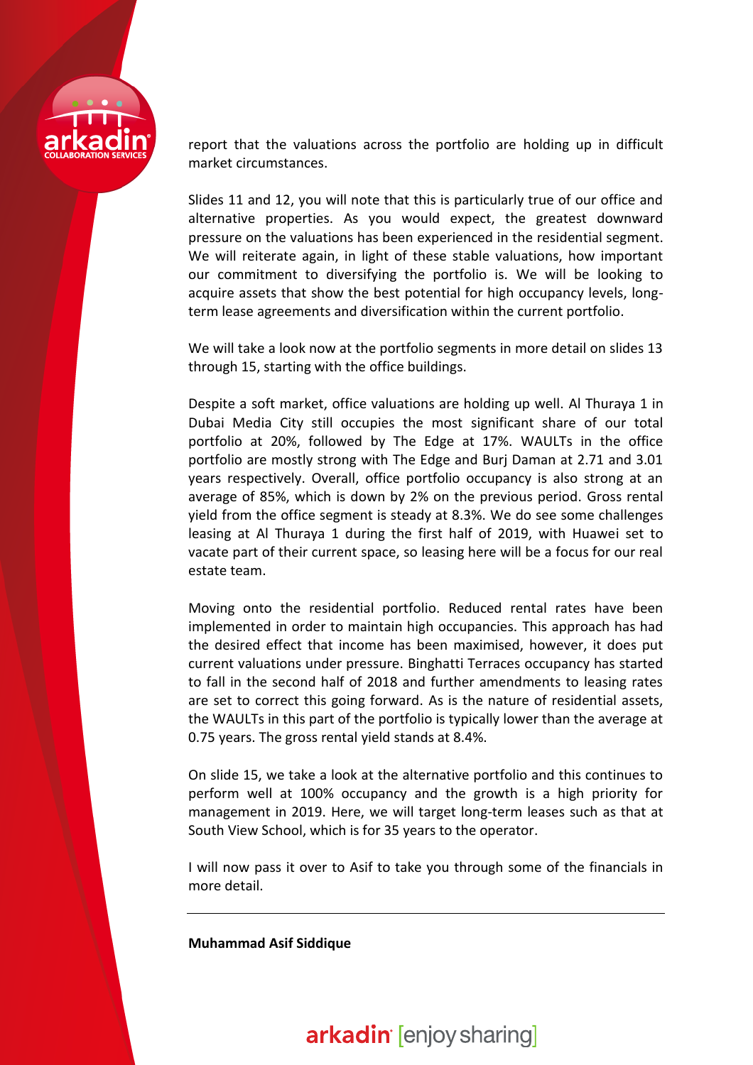report that the valuations across the portfolio are holding up in difficult market circumstances.

Slides 11 and 12, you will note that this is particularly true of our office and alternative properties. As you would expect, the greatest downward pressure on the valuations has been experienced in the residential segment. We will reiterate again, in light of these stable valuations, how important our commitment to diversifying the portfolio is. We will be looking to acquire assets that show the best potential for high occupancy levels, long-term lease agreements and diversification within the current portfolio.

We will take a look now at the portfolio segments in more detail on slides 13 through 15, starting with the office buildings.

Despite a soft market, office valuations are holding up well. Al Thuraya 1 in Dubai Media City still occupies the most significant share of our total portfolio at 20%, followed by The Edge at 17%. WAULTs in the office portfolio are mostly strong with The Edge and Burj Daman at 2.71 and 3.01 years respectively. Overall, office portfolio occupancy is also strong at an average of 85%, which is down by 2% on the previous period. Gross rental yield from the office segment is steady at 8.3%. We do see some challenges leasing at Al Thuraya 1 during the first half of 2019, with Huawei set to vacate part of their current space, so leasing here will be a focus for our real estate team.

Moving onto the residential portfolio. Reduced rental rates have been implemented in order to maintain high occupancies. This approach has had the desired effect that income has been maximised, however, it does put current valuations under pressure. Binghatti Terraces occupancy has started to fall in the second half of 2018 and further amendments to leasing rates are set to correct this going forward. As is the nature of residential assets, the WAULTs in this part of the portfolio is typically lower than the average at 0.75 years. The gross rental yield stands at 8.4%.

On slide 15, we take a look at the alternative portfolio and this continues to perform well at 100% occupancy and the growth is a high priority for management in 2019. Here, we will target long-term leases such as that at South View School, which is for 35 years to the operator.

I will now pass it over to Asif to take you through some of the financials in more detail.

---

**Muhammad Asif Siddique**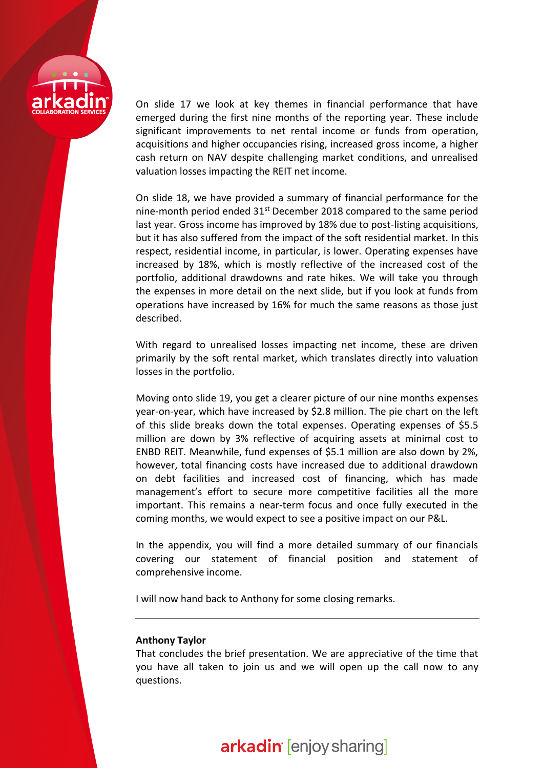On slide 17 we look at key themes in financial performance that have emerged during the first nine months of the reporting year. These include significant improvements to net rental income or funds from operation, acquisitions and higher occupancies rising, increased gross income, a higher cash return on NAV despite challenging market conditions, and unrealised valuation losses impacting the REIT net income.

On slide 18, we have provided a summary of financial performance for the nine-month period ended 31st December 2018 compared to the same period last year. Gross income has improved by 18% due to post-listing acquisitions, but it has also suffered from the impact of the soft residential market. In this respect, residential income, in particular, is lower. Operating expenses have increased by 18%, which is mostly reflective of the increased cost of the portfolio, additional drawdowns and rate hikes. We will take you through the expenses in more detail on the next slide, but if you look at funds from operations have increased by 16% for much the same reasons as those just described.

With regard to unrealised losses impacting net income, these are driven primarily by the soft rental market, which translates directly into valuation losses in the portfolio.

Moving onto slide 19, you get a clearer picture of our nine months expenses year-on-year, which have increased by $2.8 million. The pie chart on the left of this slide breaks down the total expenses. Operating expenses of $5.5 million are down by 3% reflective of acquiring assets at minimal cost to ENBD REIT. Meanwhile, fund expenses of $5.1 million are also down by 2%, however, total financing costs have increased due to additional drawdown on debt facilities and increased cost of financing, which has made management's effort to secure more competitive facilities all the more important. This remains a near-term focus and once fully executed in the coming months, we would expect to see a positive impact on our P&L.

In the appendix, you will find a more detailed summary of our financials covering our statement of financial position and statement of comprehensive income.

I will now hand back to Anthony for some closing remarks.

---

**Anthony Taylor**
That concludes the brief presentation. We are appreciative of the time that you have all taken to join us and we will open up the call now to any questions.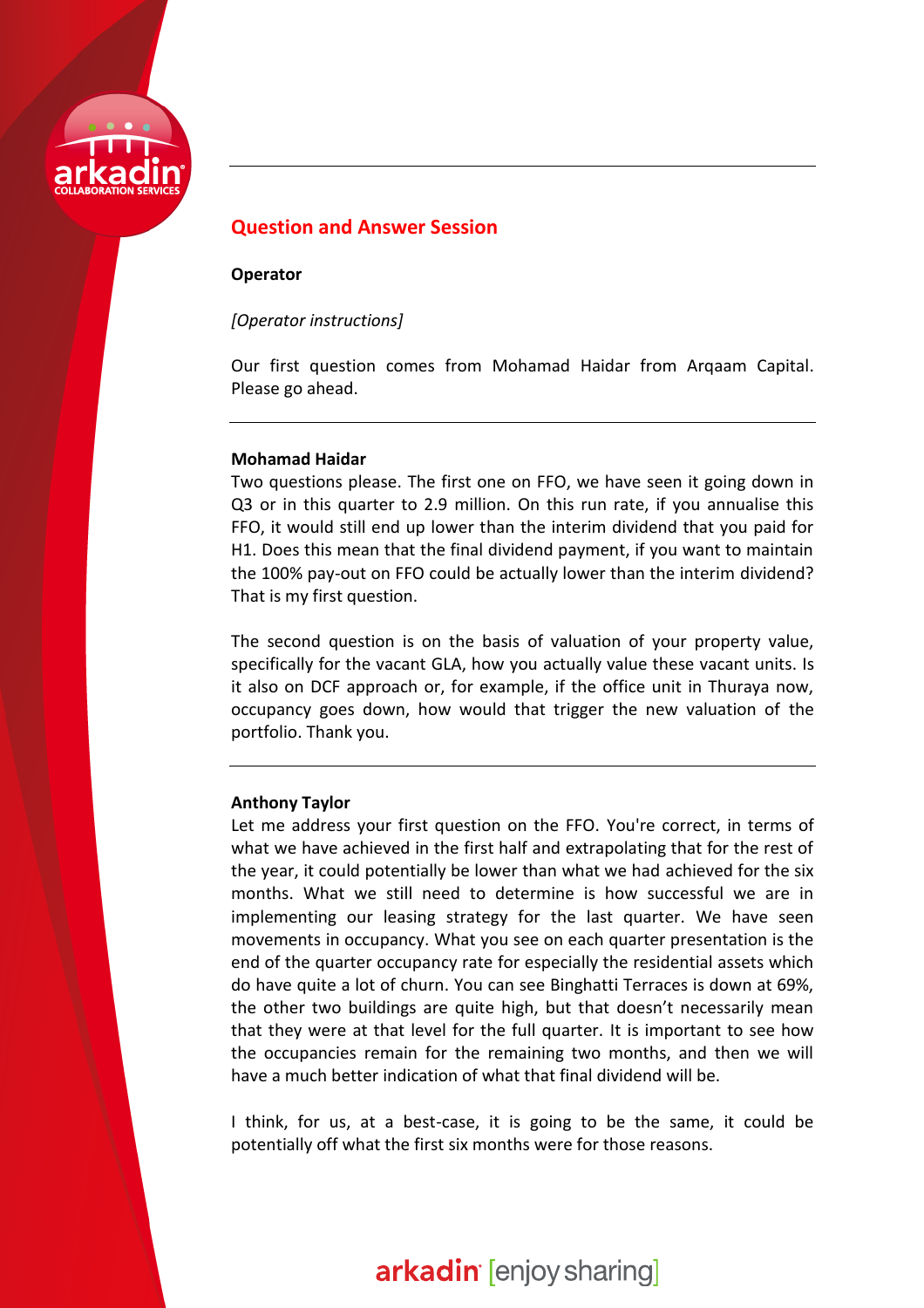## Question and Answer Session

**Operator**

*[Operator instructions]*

Our first question comes from Mohamad Haidar from Arqaam Capital. Please go ahead.

---

**Mohamad Haidar**

Two questions please. The first one on FFO, we have seen it going down in Q3 or in this quarter to 2.9 million. On this run rate, if you annualise this FFO, it would still end up lower than the interim dividend that you paid for H1. Does this mean that the final dividend payment, if you want to maintain the 100% pay-out on FFO could be actually lower than the interim dividend? That is my first question.

The second question is on the basis of valuation of your property value, specifically for the vacant GLA, how you actually value these vacant units. Is it also on DCF approach or, for example, if the office unit in Thuraya now, occupancy goes down, how would that trigger the new valuation of the portfolio. Thank you.

---

**Anthony Taylor**

Let me address your first question on the FFO. You're correct, in terms of what we have achieved in the first half and extrapolating that for the rest of the year, it could potentially be lower than what we had achieved for the six months. What we still need to determine is how successful we are in implementing our leasing strategy for the last quarter. We have seen movements in occupancy. What you see on each quarter presentation is the end of the quarter occupancy rate for especially the residential assets which do have quite a lot of churn. You can see Binghatti Terraces is down at 69%, the other two buildings are quite high, but that doesn't necessarily mean that they were at that level for the full quarter. It is important to see how the occupancies remain for the remaining two months, and then we will have a much better indication of what that final dividend will be.

I think, for us, at a best-case, it is going to be the same, it could be potentially off what the first six months were for those reasons.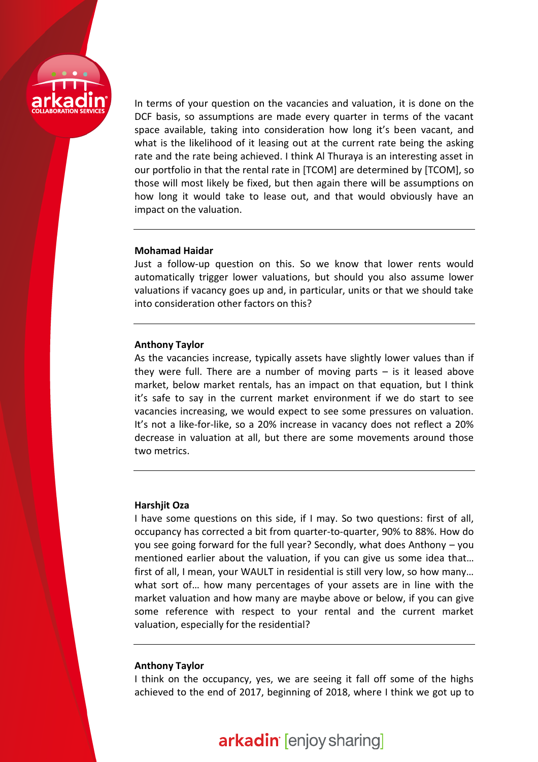In terms of your question on the vacancies and valuation, it is done on the DCF basis, so assumptions are made every quarter in terms of the vacant space available, taking into consideration how long it's been vacant, and what is the likelihood of it leasing out at the current rate being the asking rate and the rate being achieved. I think Al Thuraya is an interesting asset in our portfolio in that the rental rate in [TCOM] are determined by [TCOM], so those will most likely be fixed, but then again there will be assumptions on how long it would take to lease out, and that would obviously have an impact on the valuation.

---

**Mohamad Haidar**

Just a follow-up question on this. So we know that lower rents would automatically trigger lower valuations, but should you also assume lower valuations if vacancy goes up and, in particular, units or that we should take into consideration other factors on this?

---

**Anthony Taylor**

As the vacancies increase, typically assets have slightly lower values than if they were full. There are a number of moving parts – is it leased above market, below market rentals, has an impact on that equation, but I think it's safe to say in the current market environment if we do start to see vacancies increasing, we would expect to see some pressures on valuation. It's not a like-for-like, so a 20% increase in vacancy does not reflect a 20% decrease in valuation at all, but there are some movements around those two metrics.

---

**Harshjit Oza**

I have some questions on this side, if I may. So two questions: first of all, occupancy has corrected a bit from quarter-to-quarter, 90% to 88%. How do you see going forward for the full year? Secondly, what does Anthony – you mentioned earlier about the valuation, if you can give us some idea that… first of all, I mean, your WAULT in residential is still very low, so how many… what sort of… how many percentages of your assets are in line with the market valuation and how many are maybe above or below, if you can give some reference with respect to your rental and the current market valuation, especially for the residential?

---

**Anthony Taylor**

I think on the occupancy, yes, we are seeing it fall off some of the highs achieved to the end of 2017, beginning of 2018, where I think we got up to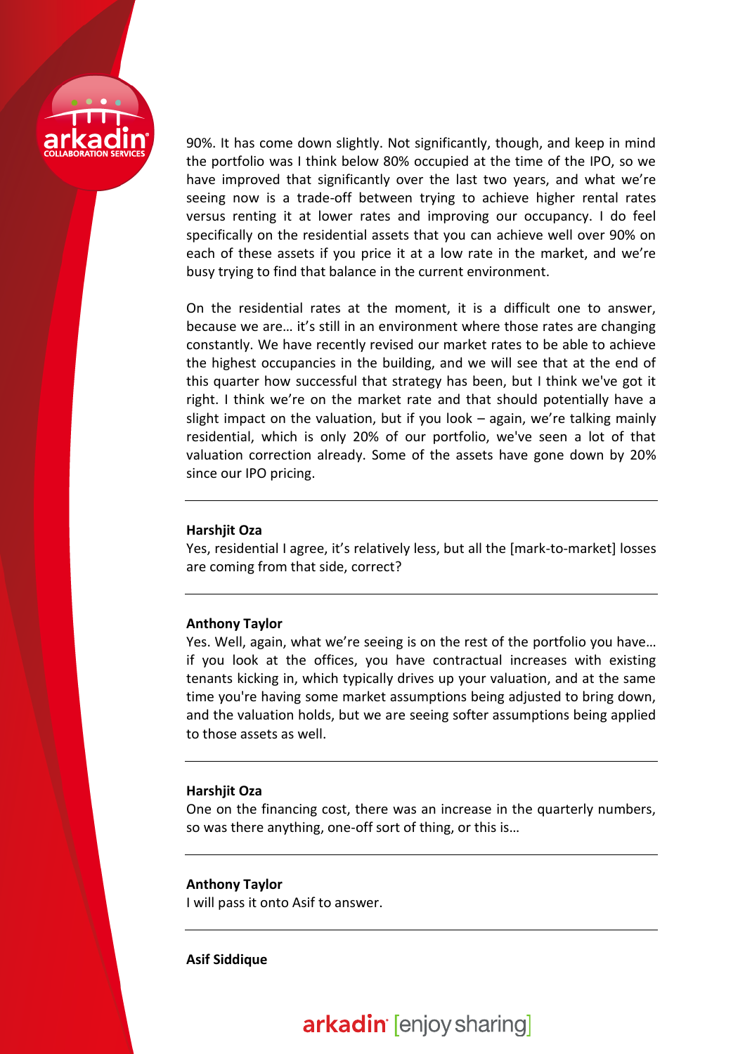90%. It has come down slightly. Not significantly, though, and keep in mind the portfolio was I think below 80% occupied at the time of the IPO, so we have improved that significantly over the last two years, and what we're seeing now is a trade-off between trying to achieve higher rental rates versus renting it at lower rates and improving our occupancy. I do feel specifically on the residential assets that you can achieve well over 90% on each of these assets if you price it at a low rate in the market, and we're busy trying to find that balance in the current environment.

On the residential rates at the moment, it is a difficult one to answer, because we are… it's still in an environment where those rates are changing constantly. We have recently revised our market rates to be able to achieve the highest occupancies in the building, and we will see that at the end of this quarter how successful that strategy has been, but I think we've got it right. I think we're on the market rate and that should potentially have a slight impact on the valuation, but if you look – again, we're talking mainly residential, which is only 20% of our portfolio, we've seen a lot of that valuation correction already. Some of the assets have gone down by 20% since our IPO pricing.

---

**Harshjit Oza**
Yes, residential I agree, it's relatively less, but all the [mark-to-market] losses are coming from that side, correct?

---

**Anthony Taylor**
Yes. Well, again, what we're seeing is on the rest of the portfolio you have… if you look at the offices, you have contractual increases with existing tenants kicking in, which typically drives up your valuation, and at the same time you're having some market assumptions being adjusted to bring down, and the valuation holds, but we are seeing softer assumptions being applied to those assets as well.

---

**Harshjit Oza**
One on the financing cost, there was an increase in the quarterly numbers, so was there anything, one-off sort of thing, or this is…

---

**Anthony Taylor**
I will pass it onto Asif to answer.

---

**Asif Siddique**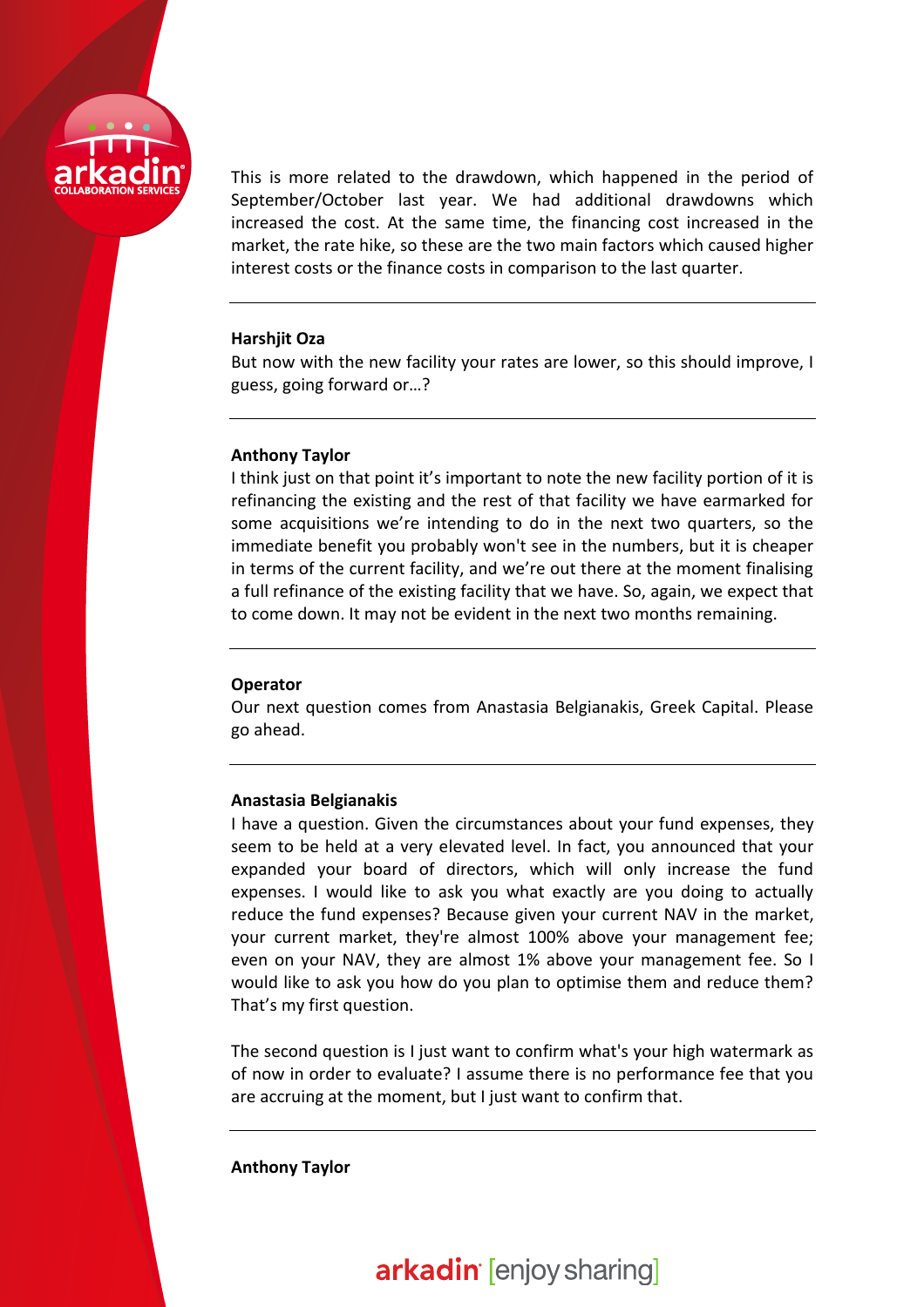This is more related to the drawdown, which happened in the period of September/October last year. We had additional drawdowns which increased the cost. At the same time, the financing cost increased in the market, the rate hike, so these are the two main factors which caused higher interest costs or the finance costs in comparison to the last quarter.

---

**Harshjit Oza**

But now with the new facility your rates are lower, so this should improve, I guess, going forward or…?

---

**Anthony Taylor**

I think just on that point it's important to note the new facility portion of it is refinancing the existing and the rest of that facility we have earmarked for some acquisitions we're intending to do in the next two quarters, so the immediate benefit you probably won't see in the numbers, but it is cheaper in terms of the current facility, and we're out there at the moment finalising a full refinance of the existing facility that we have. So, again, we expect that to come down. It may not be evident in the next two months remaining.

---

**Operator**

Our next question comes from Anastasia Belgianakis, Greek Capital. Please go ahead.

---

**Anastasia Belgianakis**

I have a question. Given the circumstances about your fund expenses, they seem to be held at a very elevated level. In fact, you announced that your expanded your board of directors, which will only increase the fund expenses. I would like to ask you what exactly are you doing to actually reduce the fund expenses? Because given your current NAV in the market, your current market, they're almost 100% above your management fee; even on your NAV, they are almost 1% above your management fee. So I would like to ask you how do you plan to optimise them and reduce them? That's my first question.

The second question is I just want to confirm what's your high watermark as of now in order to evaluate? I assume there is no performance fee that you are accruing at the moment, but I just want to confirm that.

---

**Anthony Taylor**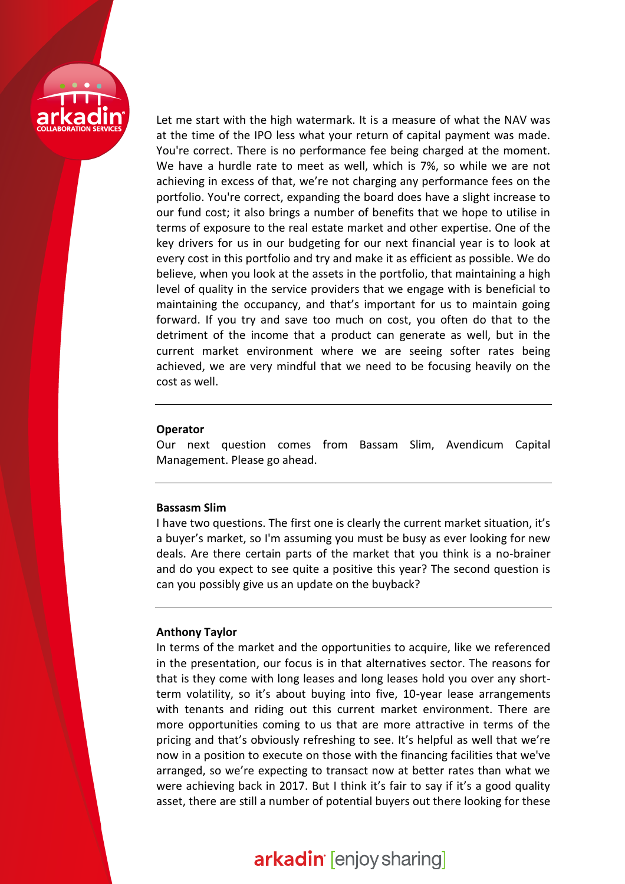Let me start with the high watermark. It is a measure of what the NAV was at the time of the IPO less what your return of capital payment was made. You're correct. There is no performance fee being charged at the moment. We have a hurdle rate to meet as well, which is 7%, so while we are not achieving in excess of that, we're not charging any performance fees on the portfolio. You're correct, expanding the board does have a slight increase to our fund cost; it also brings a number of benefits that we hope to utilise in terms of exposure to the real estate market and other expertise. One of the key drivers for us in our budgeting for our next financial year is to look at every cost in this portfolio and try and make it as efficient as possible. We do believe, when you look at the assets in the portfolio, that maintaining a high level of quality in the service providers that we engage with is beneficial to maintaining the occupancy, and that's important for us to maintain going forward. If you try and save too much on cost, you often do that to the detriment of the income that a product can generate as well, but in the current market environment where we are seeing softer rates being achieved, we are very mindful that we need to be focusing heavily on the cost as well.

---

**Operator**
Our next question comes from Bassam Slim, Avendicum Capital Management. Please go ahead.

---

**Bassasm Slim**
I have two questions. The first one is clearly the current market situation, it's a buyer's market, so I'm assuming you must be busy as ever looking for new deals. Are there certain parts of the market that you think is a no-brainer and do you expect to see quite a positive this year? The second question is can you possibly give us an update on the buyback?

---

**Anthony Taylor**
In terms of the market and the opportunities to acquire, like we referenced in the presentation, our focus is in that alternatives sector. The reasons for that is they come with long leases and long leases hold you over any short-term volatility, so it's about buying into five, 10-year lease arrangements with tenants and riding out this current market environment. There are more opportunities coming to us that are more attractive in terms of the pricing and that's obviously refreshing to see. It's helpful as well that we're now in a position to execute on those with the financing facilities that we've arranged, so we're expecting to transact now at better rates than what we were achieving back in 2017. But I think it's fair to say if it's a good quality asset, there are still a number of potential buyers out there looking for these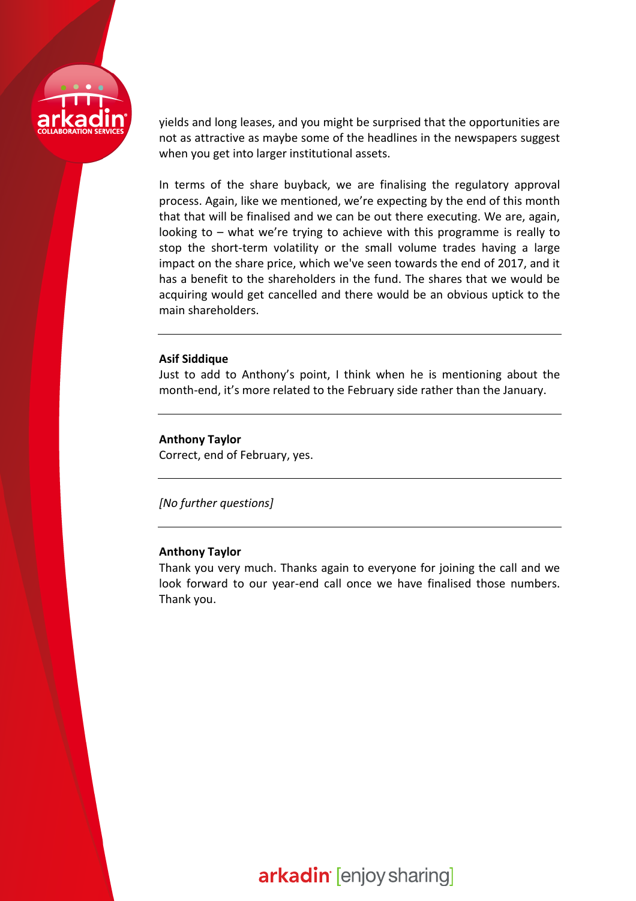yields and long leases, and you might be surprised that the opportunities are not as attractive as maybe some of the headlines in the newspapers suggest when you get into larger institutional assets.

In terms of the share buyback, we are finalising the regulatory approval process. Again, like we mentioned, we're expecting by the end of this month that that will be finalised and we can be out there executing. We are, again, looking to – what we're trying to achieve with this programme is really to stop the short-term volatility or the small volume trades having a large impact on the share price, which we've seen towards the end of 2017, and it has a benefit to the shareholders in the fund. The shares that we would be acquiring would get cancelled and there would be an obvious uptick to the main shareholders.

---

**Asif Siddique**
Just to add to Anthony's point, I think when he is mentioning about the month-end, it's more related to the February side rather than the January.

---

**Anthony Taylor**
Correct, end of February, yes.

---

*[No further questions]*

---

**Anthony Taylor**
Thank you very much. Thanks again to everyone for joining the call and we look forward to our year-end call once we have finalised those numbers. Thank you.